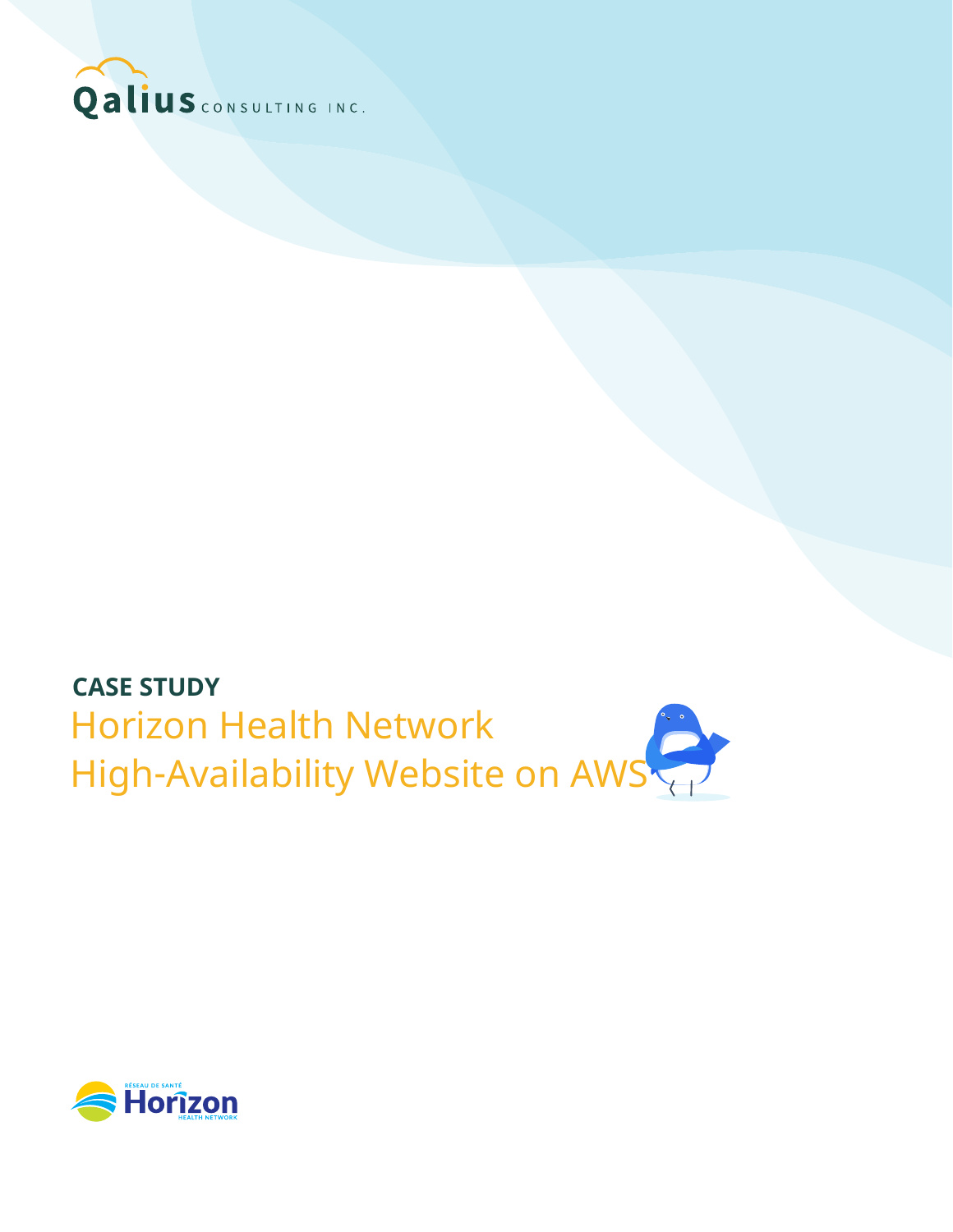Qalius CONSULTING INC.

**CASE STUDY**

# Horizon Health Network High-Availability Website on AWS

RÉSEAU DE SANTÉ Horizon HEALTH NETWORK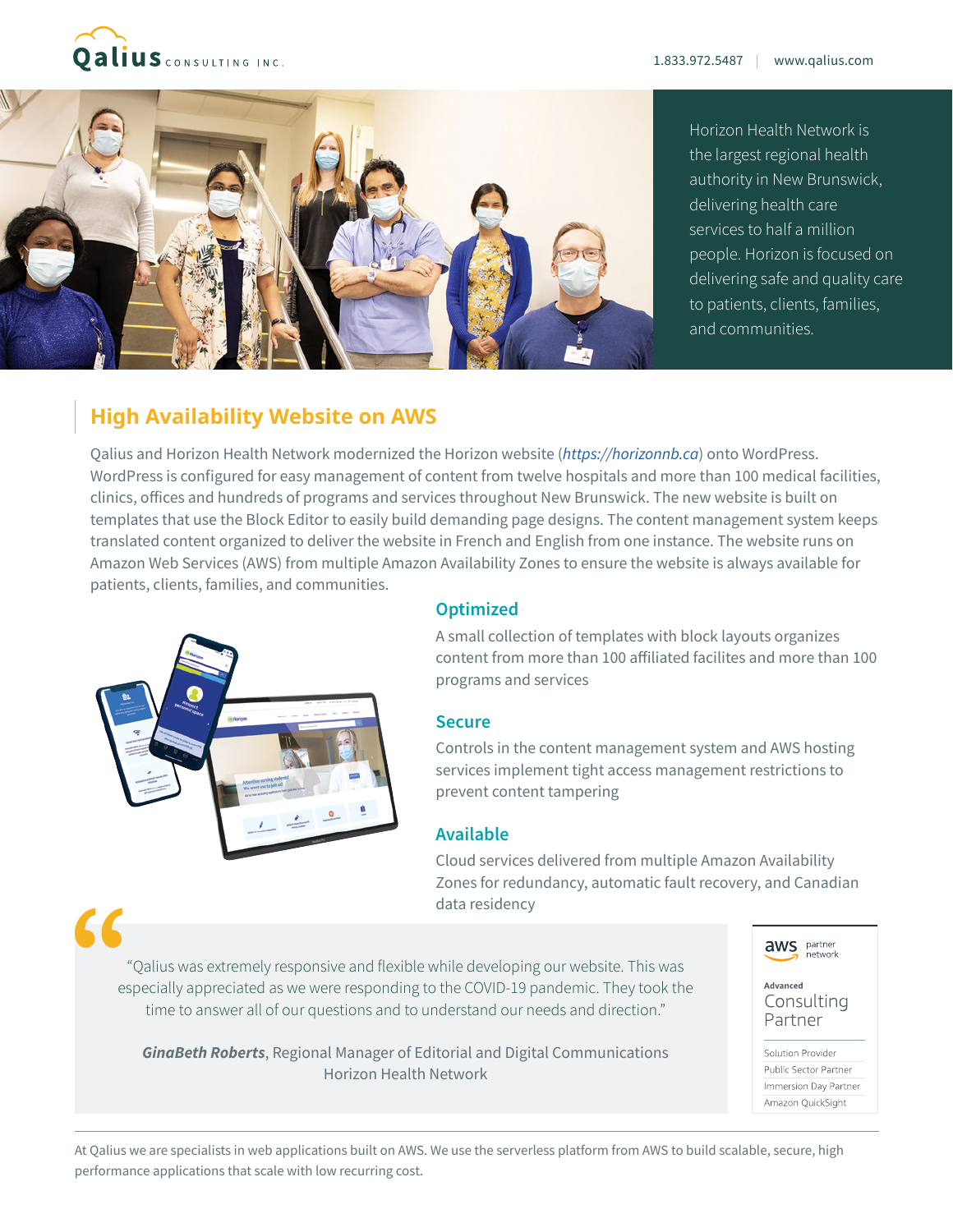**Qalius** CONSULTING INC.

1.833.972.5487 | www.qalius.com

Horizon Health Network is the largest regional health authority in New Brunswick, delivering health care services to half a million people. Horizon is focused on delivering safe and quality care to patients, clients, families, and communities.

## High Availability Website on AWS

Qalius and Horizon Health Network modernized the Horizon website (*https://horizonnb.ca*) onto WordPress. WordPress is configured for easy management of content from twelve hospitals and more than 100 medical facilities, clinics, offices and hundreds of programs and services throughout New Brunswick. The new website is built on templates that use the Block Editor to easily build demanding page designs. The content management system keeps translated content organized to deliver the website in French and English from one instance. The website runs on Amazon Web Services (AWS) from multiple Amazon Availability Zones to ensure the website is always available for patients, clients, families, and communities.

### Optimized

A small collection of templates with block layouts organizes content from more than 100 affiliated facilites and more than 100 programs and services

### Secure

Controls in the content management system and AWS hosting services implement tight access management restrictions to prevent content tampering

### Available

Cloud services delivered from multiple Amazon Availability Zones for redundancy, automatic fault recovery, and Canadian data residency

> "Qalius was extremely responsive and flexible while developing our website. This was especially appreciated as we were responding to the COVID-19 pandemic. They took the time to answer all of our questions and to understand our needs and direction."
>
> ***GinaBeth Roberts***, Regional Manager of Editorial and Digital Communications
> Horizon Health Network

aws partner network

Advanced
Consulting Partner

- Solution Provider
- Public Sector Partner
- Immersion Day Partner
- Amazon QuickSight

At Qalius we are specialists in web applications built on AWS. We use the serverless platform from AWS to build scalable, secure, high performance applications that scale with low recurring cost.